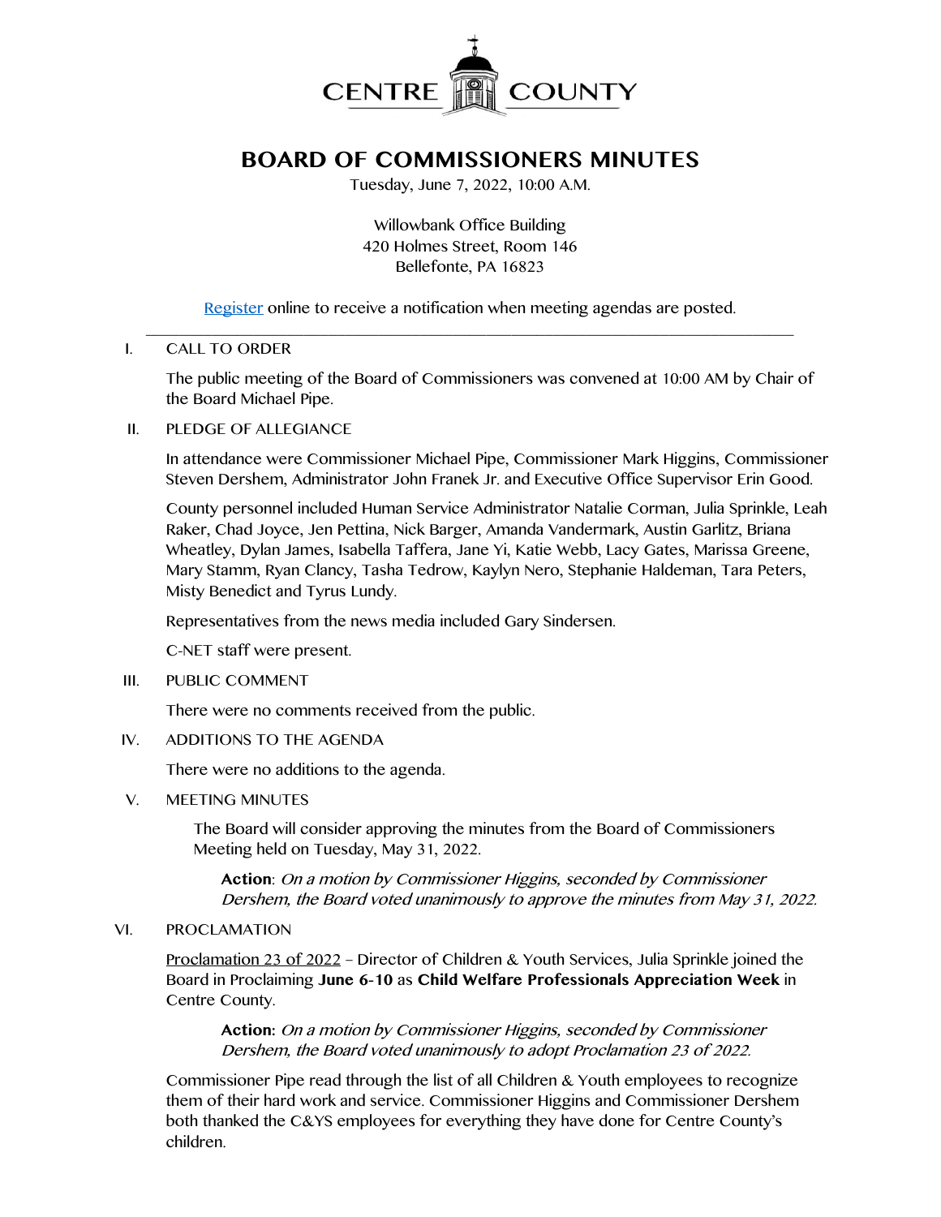CENTRE COUNTY

# BOARD OF COMMISSIONERS MINUTES

Tuesday, June 7, 2022, 10:00 A.M.

Willowbank Office Building
420 Holmes Street, Room 146
Bellefonte, PA 16823

Register online to receive a notification when meeting agendas are posted.

---

I. CALL TO ORDER

The public meeting of the Board of Commissioners was convened at 10:00 AM by Chair of the Board Michael Pipe.

II. PLEDGE OF ALLEGIANCE

In attendance were Commissioner Michael Pipe, Commissioner Mark Higgins, Commissioner Steven Dershem, Administrator John Franek Jr. and Executive Office Supervisor Erin Good.

County personnel included Human Service Administrator Natalie Corman, Julia Sprinkle, Leah Raker, Chad Joyce, Jen Pettina, Nick Barger, Amanda Vandermark, Austin Garlitz, Briana Wheatley, Dylan James, Isabella Taffera, Jane Yi, Katie Webb, Lacy Gates, Marissa Greene, Mary Stamm, Ryan Clancy, Tasha Tedrow, Kaylyn Nero, Stephanie Haldeman, Tara Peters, Misty Benedict and Tyrus Lundy.

Representatives from the news media included Gary Sindersen.

C-NET staff were present.

III. PUBLIC COMMENT

There were no comments received from the public.

IV. ADDITIONS TO THE AGENDA

There were no additions to the agenda.

V. MEETING MINUTES

The Board will consider approving the minutes from the Board of Commissioners Meeting held on Tuesday, May 31, 2022.

**Action**: *On a motion by Commissioner Higgins, seconded by Commissioner Dershem, the Board voted unanimously to approve the minutes from May 31, 2022.*

VI. PROCLAMATION

Proclamation 23 of 2022 – Director of Children & Youth Services, Julia Sprinkle joined the Board in Proclaiming **June 6-10** as **Child Welfare Professionals Appreciation Week** in Centre County.

**Action:** *On a motion by Commissioner Higgins, seconded by Commissioner Dershem, the Board voted unanimously to adopt Proclamation 23 of 2022.*

Commissioner Pipe read through the list of all Children & Youth employees to recognize them of their hard work and service. Commissioner Higgins and Commissioner Dershem both thanked the C&YS employees for everything they have done for Centre County's children.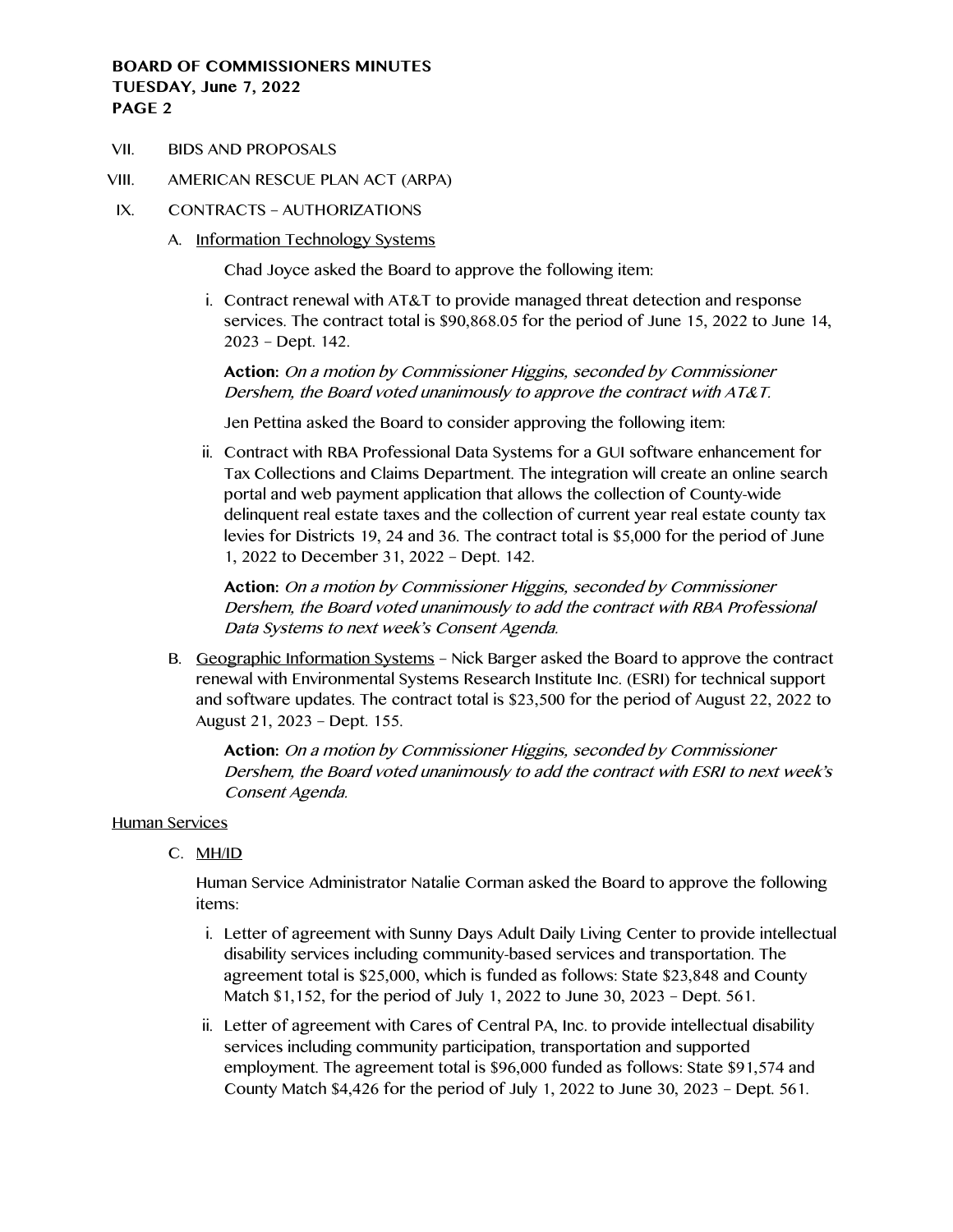VII. BIDS AND PROPOSALS

VIII. AMERICAN RESCUE PLAN ACT (ARPA)

IX. CONTRACTS – AUTHORIZATIONS

A. <u>Information Technology Systems</u>

Chad Joyce asked the Board to approve the following item:

i. Contract renewal with AT&T to provide managed threat detection and response services. The contract total is $90,868.05 for the period of June 15, 2022 to June 14, 2023 – Dept. 142.

**Action:** *On a motion by Commissioner Higgins, seconded by Commissioner Dershem, the Board voted unanimously to approve the contract with AT&T.*

Jen Pettina asked the Board to consider approving the following item:

ii. Contract with RBA Professional Data Systems for a GUI software enhancement for Tax Collections and Claims Department. The integration will create an online search portal and web payment application that allows the collection of County-wide delinquent real estate taxes and the collection of current year real estate county tax levies for Districts 19, 24 and 36. The contract total is $5,000 for the period of June 1, 2022 to December 31, 2022 – Dept. 142.

**Action:** *On a motion by Commissioner Higgins, seconded by Commissioner Dershem, the Board voted unanimously to add the contract with RBA Professional Data Systems to next week's Consent Agenda.*

B. <u>Geographic Information Systems</u> – Nick Barger asked the Board to approve the contract renewal with Environmental Systems Research Institute Inc. (ESRI) for technical support and software updates. The contract total is $23,500 for the period of August 22, 2022 to August 21, 2023 – Dept. 155.

**Action:** *On a motion by Commissioner Higgins, seconded by Commissioner Dershem, the Board voted unanimously to add the contract with ESRI to next week's Consent Agenda.*

<u>Human Services</u>

C. <u>MH/ID</u>

Human Service Administrator Natalie Corman asked the Board to approve the following items:

i. Letter of agreement with Sunny Days Adult Daily Living Center to provide intellectual disability services including community-based services and transportation. The agreement total is $25,000, which is funded as follows: State $23,848 and County Match $1,152, for the period of July 1, 2022 to June 30, 2023 – Dept. 561.

ii. Letter of agreement with Cares of Central PA, Inc. to provide intellectual disability services including community participation, transportation and supported employment. The agreement total is $96,000 funded as follows: State $91,574 and County Match $4,426 for the period of July 1, 2022 to June 30, 2023 – Dept. 561.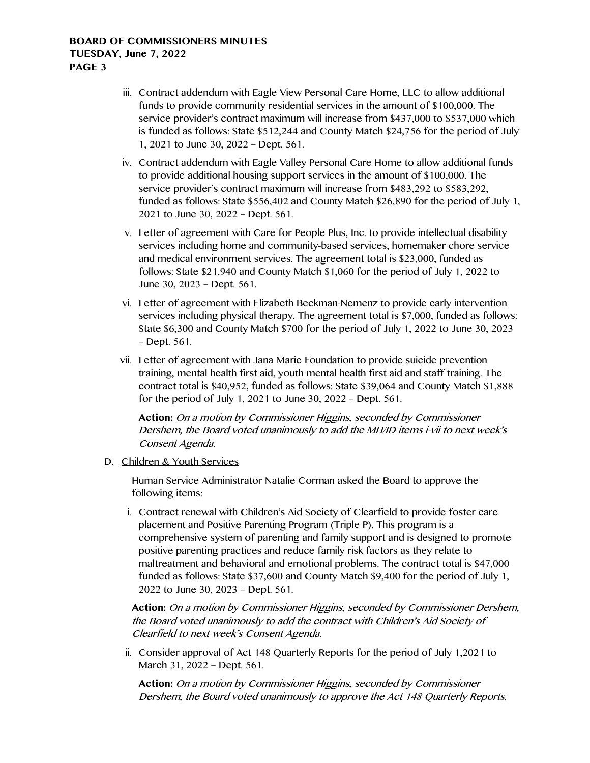iii. Contract addendum with Eagle View Personal Care Home, LLC to allow additional funds to provide community residential services in the amount of $100,000. The service provider's contract maximum will increase from $437,000 to $537,000 which is funded as follows: State $512,244 and County Match $24,756 for the period of July 1, 2021 to June 30, 2022 – Dept. 561.

iv. Contract addendum with Eagle Valley Personal Care Home to allow additional funds to provide additional housing support services in the amount of $100,000. The service provider's contract maximum will increase from $483,292 to $583,292, funded as follows: State $556,402 and County Match $26,890 for the period of July 1, 2021 to June 30, 2022 – Dept. 561.

v. Letter of agreement with Care for People Plus, Inc. to provide intellectual disability services including home and community-based services, homemaker chore service and medical environment services. The agreement total is $23,000, funded as follows: State $21,940 and County Match $1,060 for the period of July 1, 2022 to June 30, 2023 – Dept. 561.

vi. Letter of agreement with Elizabeth Beckman-Nemenz to provide early intervention services including physical therapy. The agreement total is $7,000, funded as follows: State $6,300 and County Match $700 for the period of July 1, 2022 to June 30, 2023 – Dept. 561.

vii. Letter of agreement with Jana Marie Foundation to provide suicide prevention training, mental health first aid, youth mental health first aid and staff training. The contract total is $40,952, funded as follows: State $39,064 and County Match $1,888 for the period of July 1, 2021 to June 30, 2022 – Dept. 561.

**Action:** *On a motion by Commissioner Higgins, seconded by Commissioner Dershem, the Board voted unanimously to add the MH/ID items i-vii to next week's Consent Agenda.*

D. <u>Children & Youth Services</u>

Human Service Administrator Natalie Corman asked the Board to approve the following items:

i. Contract renewal with Children's Aid Society of Clearfield to provide foster care placement and Positive Parenting Program (Triple P). This program is a comprehensive system of parenting and family support and is designed to promote positive parenting practices and reduce family risk factors as they relate to maltreatment and behavioral and emotional problems. The contract total is $47,000 funded as follows: State $37,600 and County Match $9,400 for the period of July 1, 2022 to June 30, 2023 – Dept. 561.

**Action:** *On a motion by Commissioner Higgins, seconded by Commissioner Dershem, the Board voted unanimously to add the contract with Children's Aid Society of Clearfield to next week's Consent Agenda.*

ii. Consider approval of Act 148 Quarterly Reports for the period of July 1,2021 to March 31, 2022 – Dept. 561.

**Action:** *On a motion by Commissioner Higgins, seconded by Commissioner Dershem, the Board voted unanimously to approve the Act 148 Quarterly Reports.*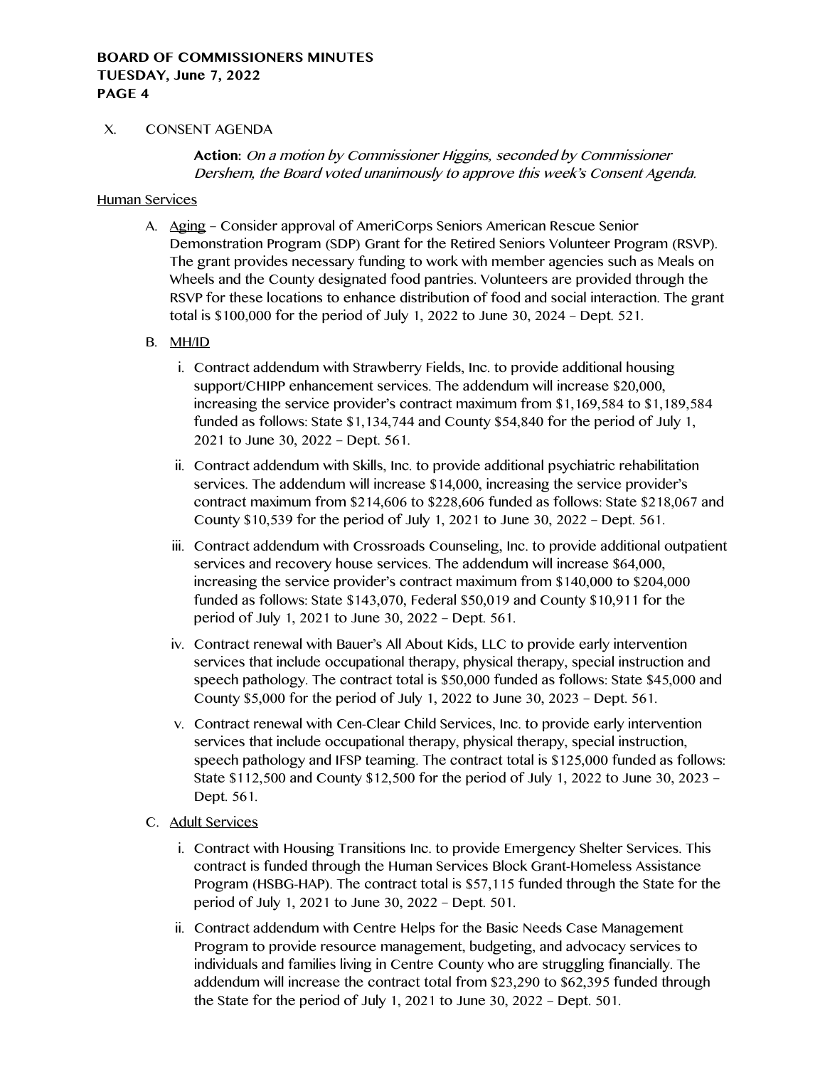X. CONSENT AGENDA

**Action:** *On a motion by Commissioner Higgins, seconded by Commissioner Dershem, the Board voted unanimously to approve this week's Consent Agenda.*

Human Services

A. Aging – Consider approval of AmeriCorps Seniors American Rescue Senior Demonstration Program (SDP) Grant for the Retired Seniors Volunteer Program (RSVP). The grant provides necessary funding to work with member agencies such as Meals on Wheels and the County designated food pantries. Volunteers are provided through the RSVP for these locations to enhance distribution of food and social interaction. The grant total is $100,000 for the period of July 1, 2022 to June 30, 2024 – Dept. 521.

B. MH/ID

i. Contract addendum with Strawberry Fields, Inc. to provide additional housing support/CHIPP enhancement services. The addendum will increase $20,000, increasing the service provider's contract maximum from $1,169,584 to $1,189,584 funded as follows: State $1,134,744 and County $54,840 for the period of July 1, 2021 to June 30, 2022 – Dept. 561.

ii. Contract addendum with Skills, Inc. to provide additional psychiatric rehabilitation services. The addendum will increase $14,000, increasing the service provider's contract maximum from $214,606 to $228,606 funded as follows: State $218,067 and County $10,539 for the period of July 1, 2021 to June 30, 2022 – Dept. 561.

iii. Contract addendum with Crossroads Counseling, Inc. to provide additional outpatient services and recovery house services. The addendum will increase $64,000, increasing the service provider's contract maximum from $140,000 to $204,000 funded as follows: State $143,070, Federal $50,019 and County $10,911 for the period of July 1, 2021 to June 30, 2022 – Dept. 561.

iv. Contract renewal with Bauer's All About Kids, LLC to provide early intervention services that include occupational therapy, physical therapy, special instruction and speech pathology. The contract total is $50,000 funded as follows: State $45,000 and County $5,000 for the period of July 1, 2022 to June 30, 2023 – Dept. 561.

v. Contract renewal with Cen-Clear Child Services, Inc. to provide early intervention services that include occupational therapy, physical therapy, special instruction, speech pathology and IFSP teaming. The contract total is $125,000 funded as follows: State $112,500 and County $12,500 for the period of July 1, 2022 to June 30, 2023 – Dept. 561.

C. Adult Services

i. Contract with Housing Transitions Inc. to provide Emergency Shelter Services. This contract is funded through the Human Services Block Grant-Homeless Assistance Program (HSBG-HAP). The contract total is $57,115 funded through the State for the period of July 1, 2021 to June 30, 2022 – Dept. 501.

ii. Contract addendum with Centre Helps for the Basic Needs Case Management Program to provide resource management, budgeting, and advocacy services to individuals and families living in Centre County who are struggling financially. The addendum will increase the contract total from $23,290 to $62,395 funded through the State for the period of July 1, 2021 to June 30, 2022 – Dept. 501.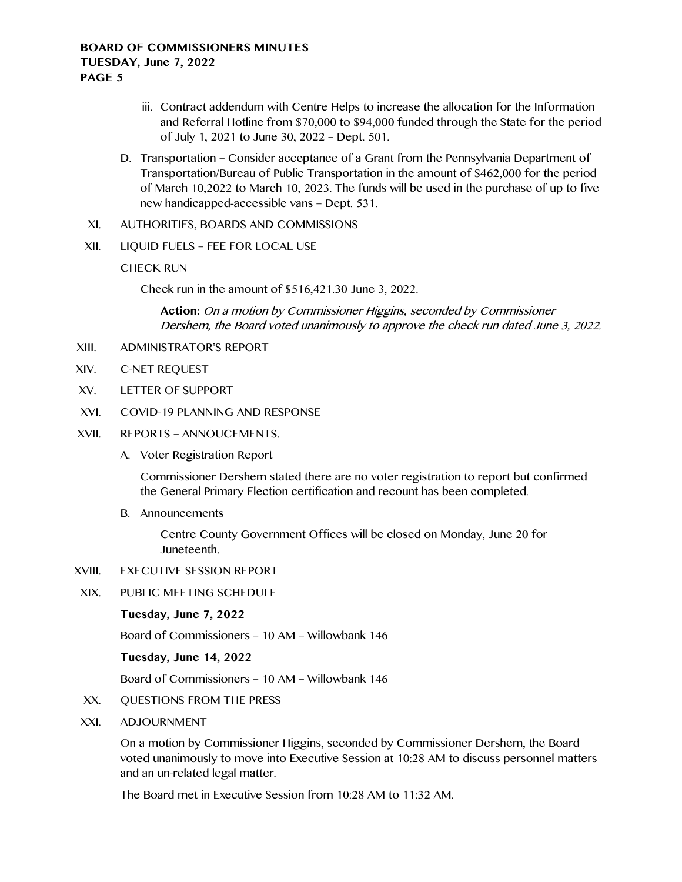iii. Contract addendum with Centre Helps to increase the allocation for the Information and Referral Hotline from $70,000 to $94,000 funded through the State for the period of July 1, 2021 to June 30, 2022 – Dept. 501.

D. Transportation – Consider acceptance of a Grant from the Pennsylvania Department of Transportation/Bureau of Public Transportation in the amount of $462,000 for the period of March 10,2022 to March 10, 2023. The funds will be used in the purchase of up to five new handicapped-accessible vans – Dept. 531.

XI. AUTHORITIES, BOARDS AND COMMISSIONS

XII. LIQUID FUELS – FEE FOR LOCAL USE

CHECK RUN

Check run in the amount of $516,421.30 June 3, 2022.

**Action:** *On a motion by Commissioner Higgins, seconded by Commissioner Dershem, the Board voted unanimously to approve the check run dated June 3, 2022.*

XIII. ADMINISTRATOR'S REPORT

XIV. C-NET REQUEST

XV. LETTER OF SUPPORT

XVI. COVID-19 PLANNING AND RESPONSE

XVII. REPORTS – ANNOUCEMENTS.

A. Voter Registration Report

Commissioner Dershem stated there are no voter registration to report but confirmed the General Primary Election certification and recount has been completed.

B. Announcements

Centre County Government Offices will be closed on Monday, June 20 for Juneteenth.

XVIII. EXECUTIVE SESSION REPORT

XIX. PUBLIC MEETING SCHEDULE

**Tuesday, June 7, 2022**

Board of Commissioners – 10 AM – Willowbank 146

**Tuesday, June 14, 2022**

Board of Commissioners – 10 AM – Willowbank 146

XX. QUESTIONS FROM THE PRESS

XXI. ADJOURNMENT

On a motion by Commissioner Higgins, seconded by Commissioner Dershem, the Board voted unanimously to move into Executive Session at 10:28 AM to discuss personnel matters and an un-related legal matter.

The Board met in Executive Session from 10:28 AM to 11:32 AM.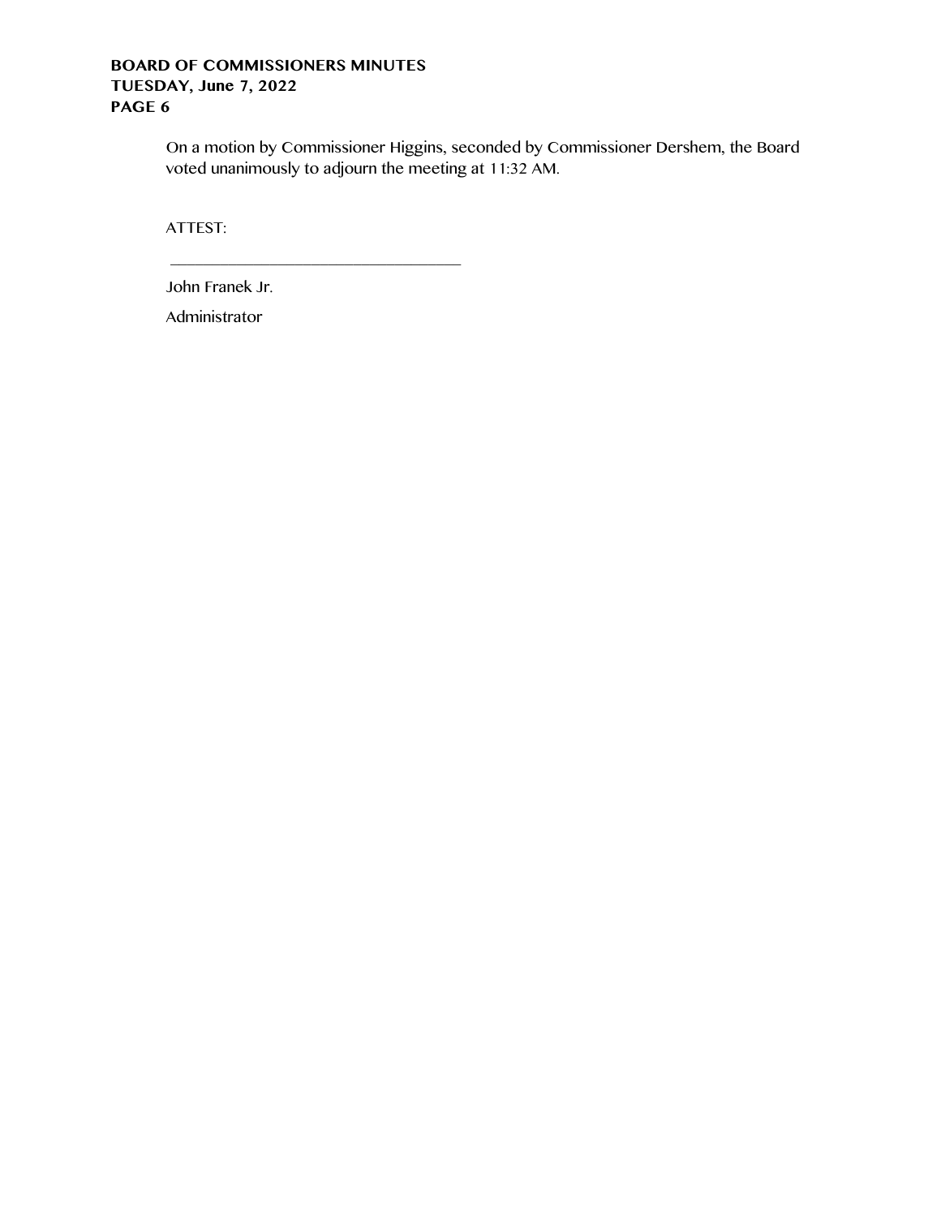On a motion by Commissioner Higgins, seconded by Commissioner Dershem, the Board voted unanimously to adjourn the meeting at 11:32 AM.

ATTEST:

\_\_\_\_\_\_\_\_\_\_\_\_\_\_\_\_\_\_\_\_\_\_\_\_\_\_\_\_\_\_\_\_\_\_

John Franek Jr.

Administrator